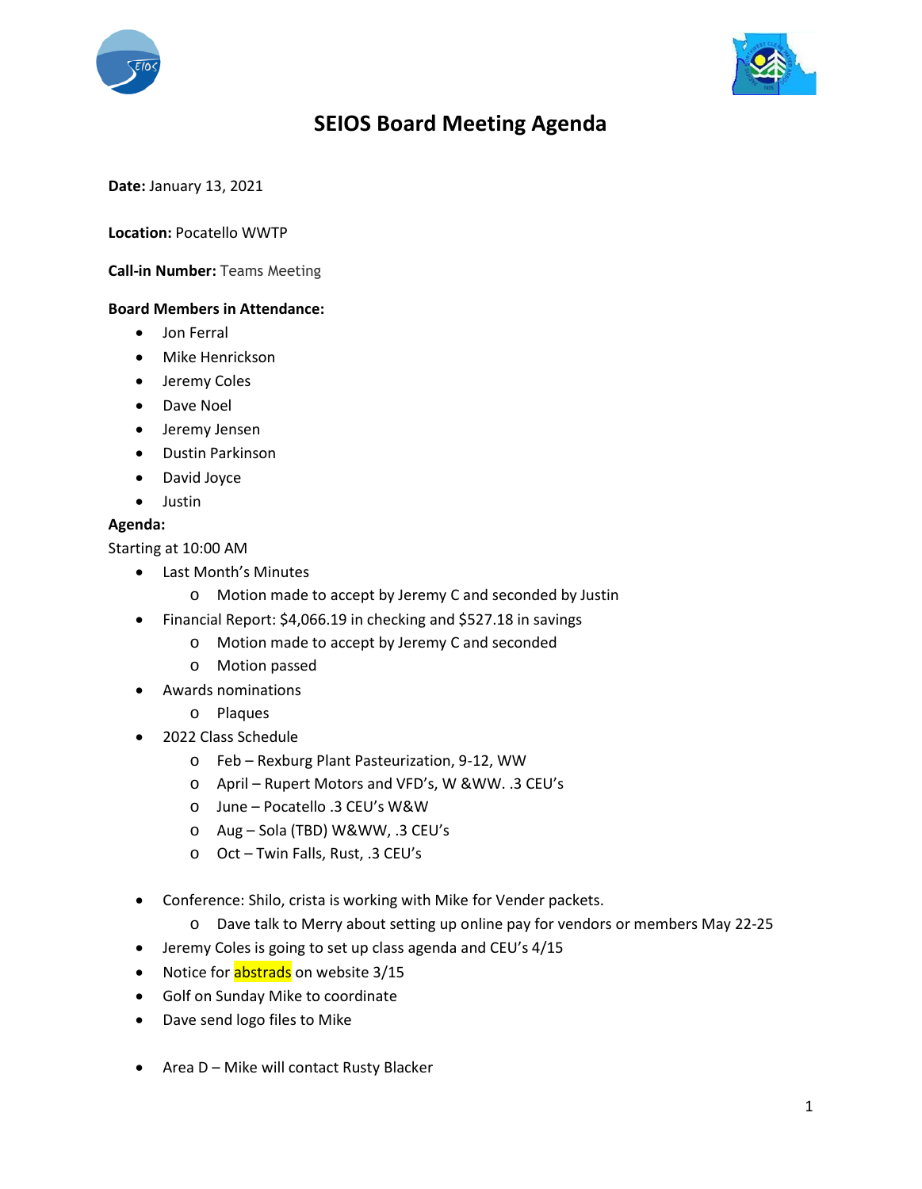# SEIOS Board Meeting Agenda

**Date:** January 13, 2021

**Location:** Pocatello WWTP

**Call-in Number:** Teams Meeting

**Board Members in Attendance:**

- Jon Ferral
- Mike Henrickson
- Jeremy Coles
- Dave Noel
- Jeremy Jensen
- Dustin Parkinson
- David Joyce
- Justin

**Agenda:**

Starting at 10:00 AM

- Last Month's Minutes
  - Motion made to accept by Jeremy C and seconded by Justin
- Financial Report: $4,066.19 in checking and $527.18 in savings
  - Motion made to accept by Jeremy C and seconded
  - Motion passed
- Awards nominations
  - Plaques
- 2022 Class Schedule
  - Feb – Rexburg Plant Pasteurization, 9-12, WW
  - April – Rupert Motors and VFD's, W &WW. .3 CEU's
  - June – Pocatello .3 CEU's W&W
  - Aug – Sola (TBD) W&WW, .3 CEU's
  - Oct – Twin Falls, Rust, .3 CEU's

- Conference: Shilo, crista is working with Mike for Vender packets.
  - Dave talk to Merry about setting up online pay for vendors or members May 22-25
- Jeremy Coles is going to set up class agenda and CEU's 4/15
- Notice for abstrads on website 3/15
- Golf on Sunday Mike to coordinate
- Dave send logo files to Mike

- Area D – Mike will contact Rusty Blacker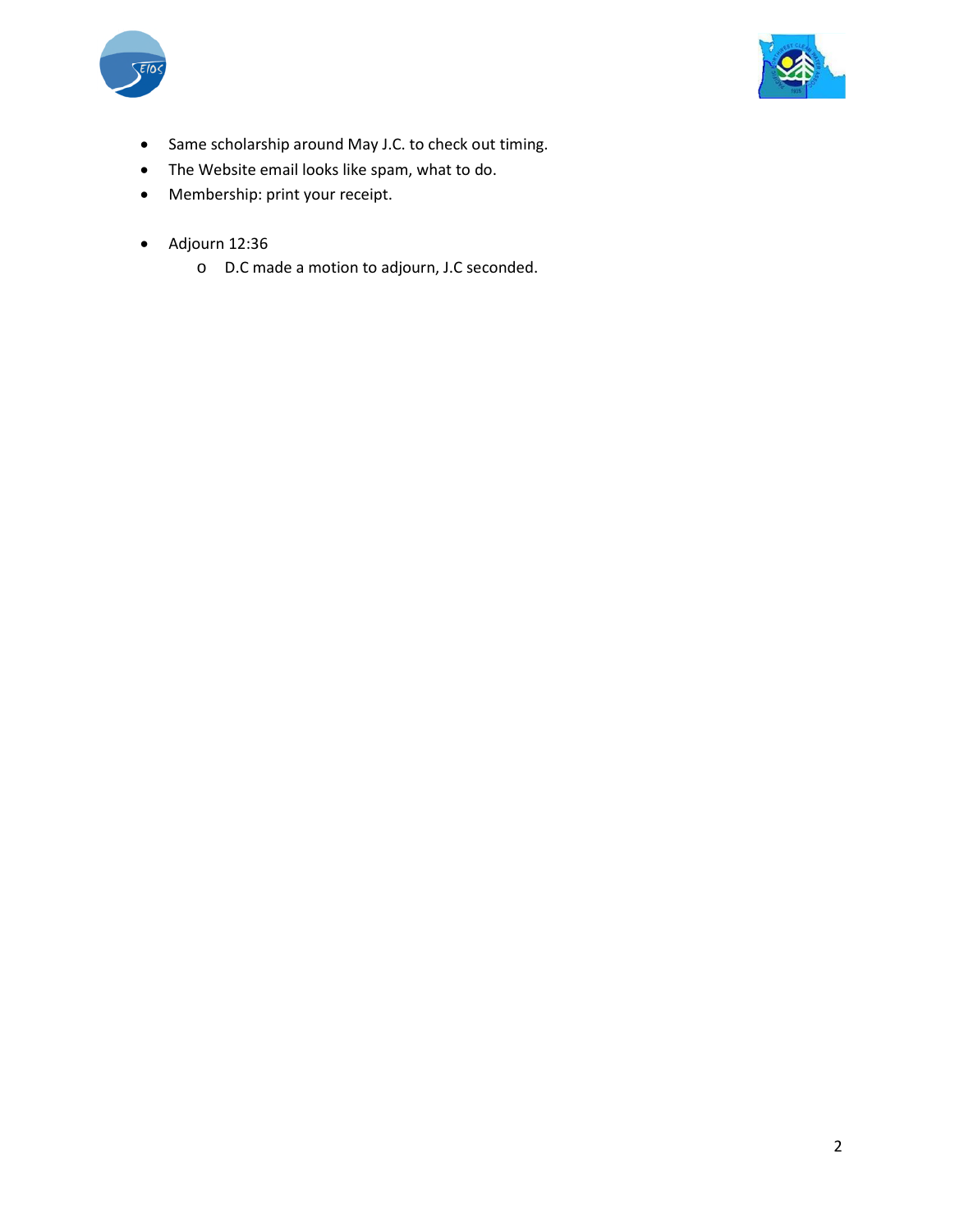- Same scholarship around May J.C. to check out timing.
- The Website email looks like spam, what to do.
- Membership: print your receipt.

- Adjourn 12:36
    - D.C made a motion to adjourn, J.C seconded.